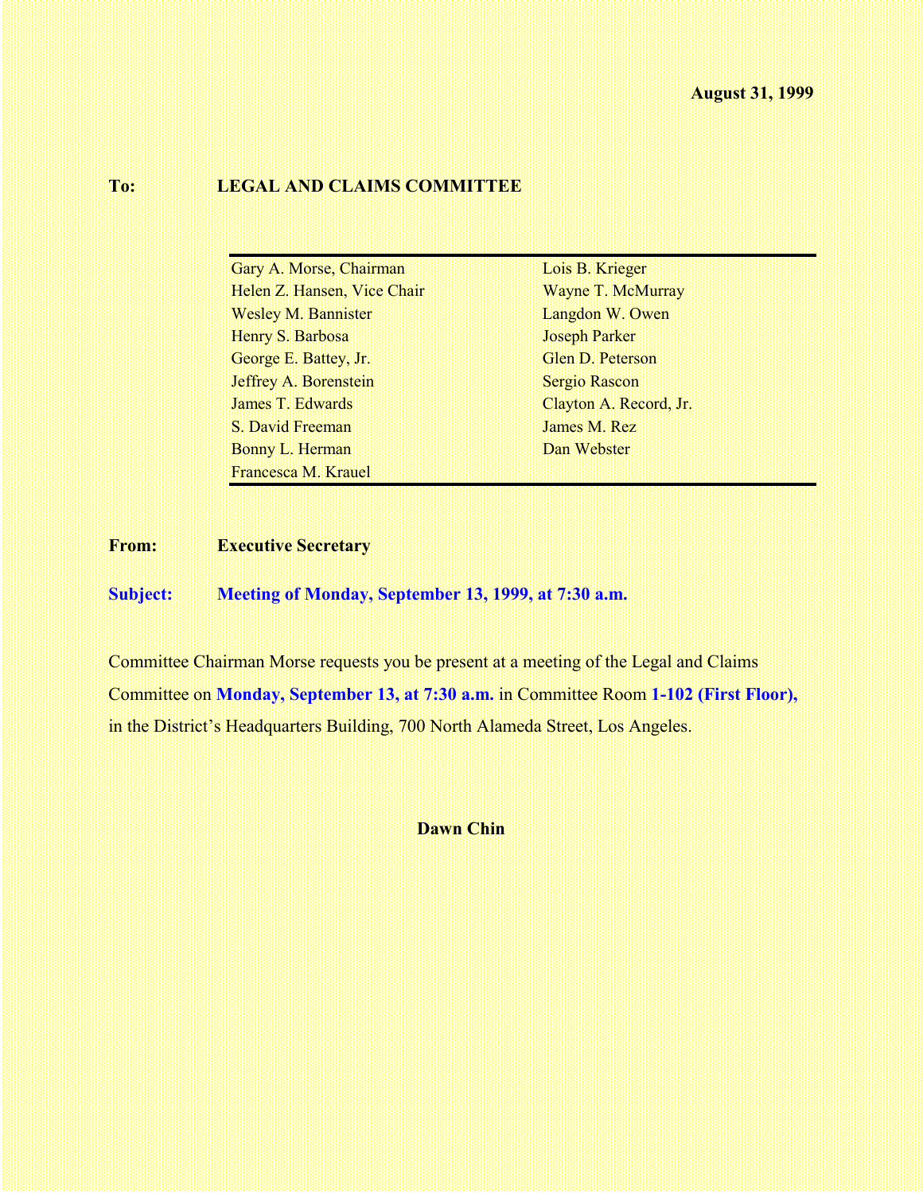**August 31, 1999**

**To:** **LEGAL AND CLAIMS COMMITTEE**

| | |
|---|---|
| Gary A. Morse, Chairman | Lois B. Krieger |
| Helen Z. Hansen, Vice Chair | Wayne T. McMurray |
| Wesley M. Bannister | Langdon W. Owen |
| Henry S. Barbosa | Joseph Parker |
| George E. Battey, Jr. | Glen D. Peterson |
| Jeffrey A. Borenstein | Sergio Rascon |
| James T. Edwards | Clayton A. Record, Jr. |
| S. David Freeman | James M. Rez |
| Bonny L. Herman | Dan Webster |
| Francesca M. Krauel | |

**From:** **Executive Secretary**

**Subject:** **Meeting of Monday, September 13, 1999, at 7:30 a.m.**

Committee Chairman Morse requests you be present at a meeting of the Legal and Claims Committee on **Monday, September 13, at 7:30 a.m.** in Committee Room **1-102 (First Floor),** in the District's Headquarters Building, 700 North Alameda Street, Los Angeles.

**Dawn Chin**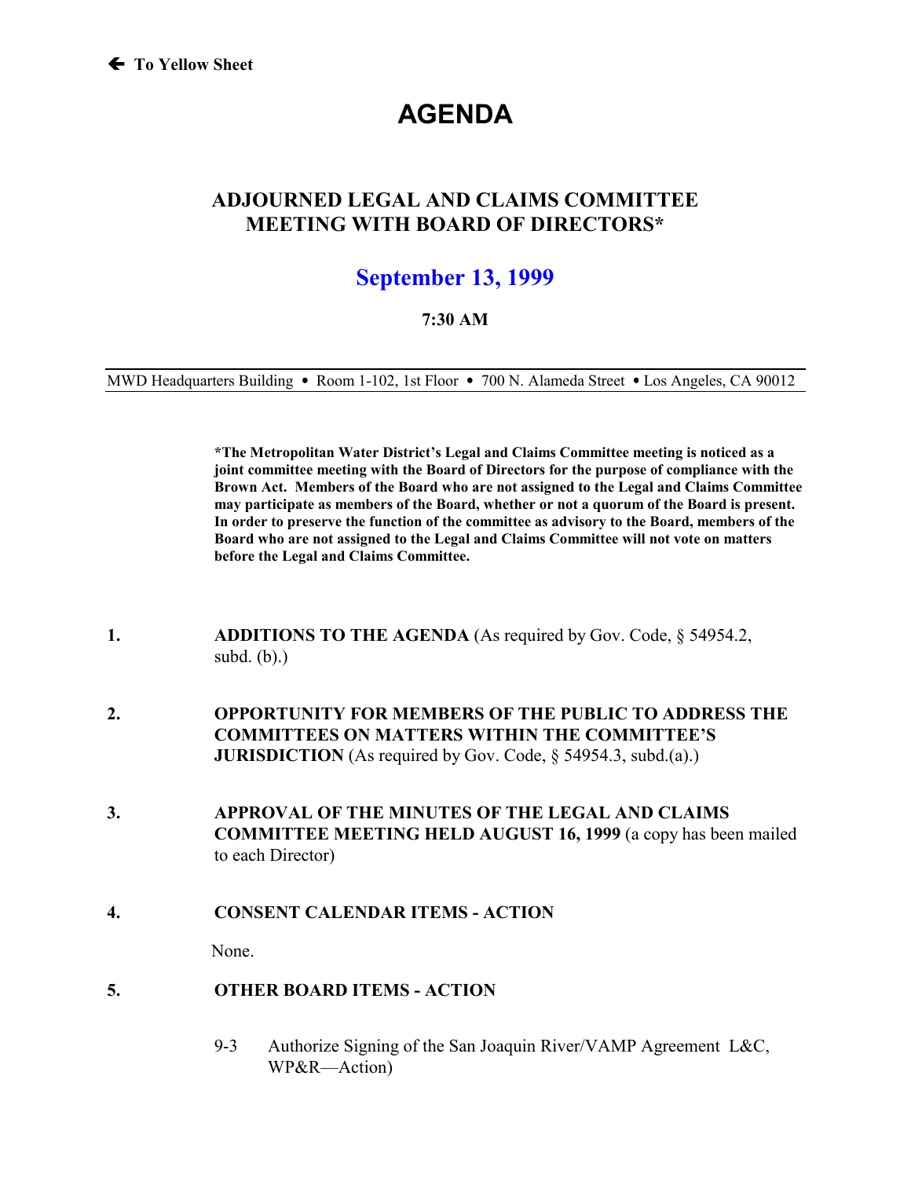🡐 To Yellow Sheet

# AGENDA

## ADJOURNED LEGAL AND CLAIMS COMMITTEE MEETING WITH BOARD OF DIRECTORS*

## September 13, 1999

**7:30 AM**

MWD Headquarters Building • Room 1-102, 1st Floor • 700 N. Alameda Street • Los Angeles, CA 90012

**\*The Metropolitan Water District's Legal and Claims Committee meeting is noticed as a joint committee meeting with the Board of Directors for the purpose of compliance with the Brown Act. Members of the Board who are not assigned to the Legal and Claims Committee may participate as members of the Board, whether or not a quorum of the Board is present. In order to preserve the function of the committee as advisory to the Board, members of the Board who are not assigned to the Legal and Claims Committee will not vote on matters before the Legal and Claims Committee.**

1. **ADDITIONS TO THE AGENDA** (As required by Gov. Code, § 54954.2, subd. (b).)

2. **OPPORTUNITY FOR MEMBERS OF THE PUBLIC TO ADDRESS THE COMMITTEES ON MATTERS WITHIN THE COMMITTEE'S JURISDICTION** (As required by Gov. Code, § 54954.3, subd.(a).)

3. **APPROVAL OF THE MINUTES OF THE LEGAL AND CLAIMS COMMITTEE MEETING HELD AUGUST 16, 1999** (a copy has been mailed to each Director)

4. **CONSENT CALENDAR ITEMS - ACTION**

   None.

5. **OTHER BOARD ITEMS - ACTION**

   9-3 Authorize Signing of the San Joaquin River/VAMP Agreement L&C, WP&R—Action)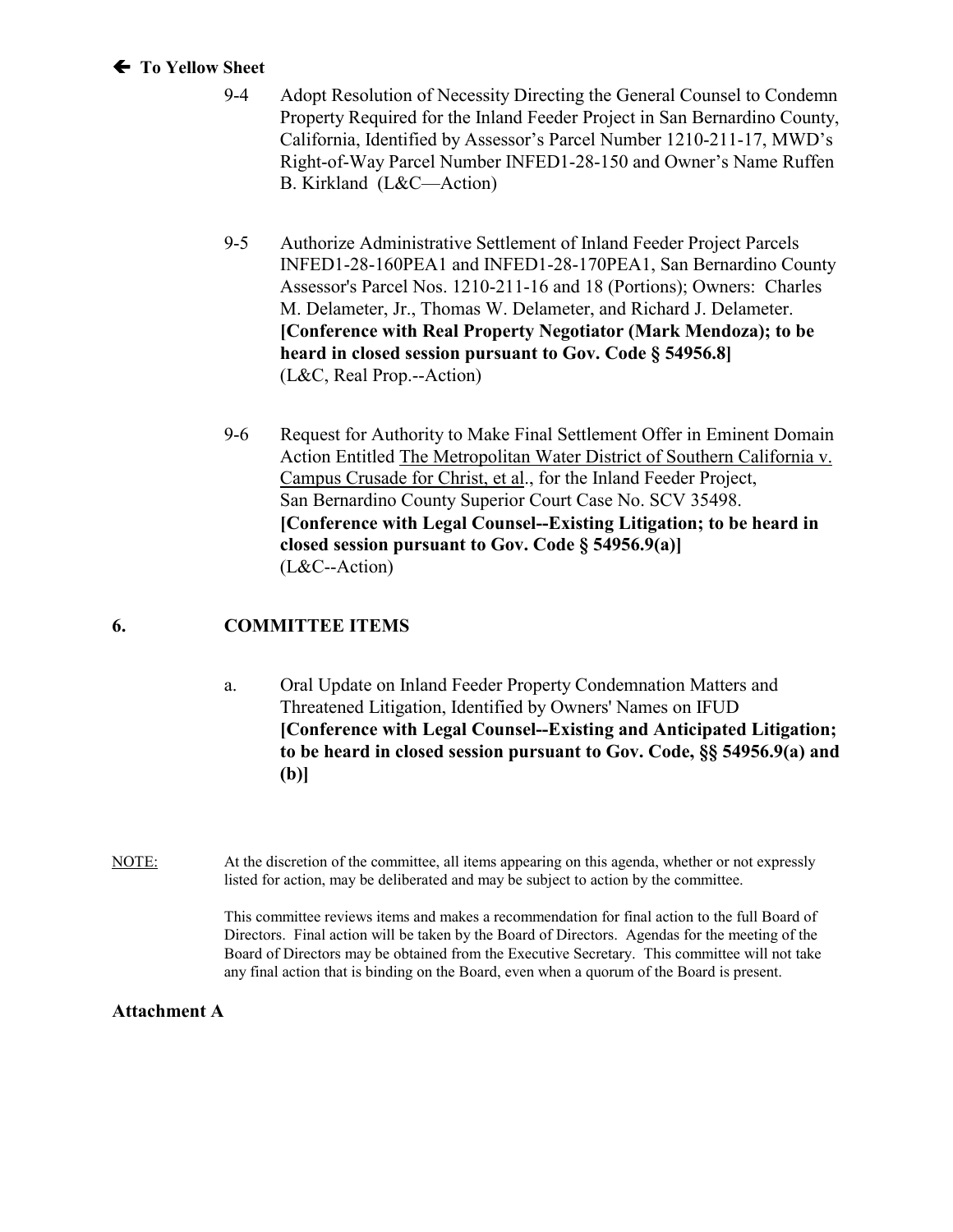🡐 **To Yellow Sheet**

9-4 Adopt Resolution of Necessity Directing the General Counsel to Condemn Property Required for the Inland Feeder Project in San Bernardino County, California, Identified by Assessor's Parcel Number 1210-211-17, MWD's Right-of-Way Parcel Number INFED1-28-150 and Owner's Name Ruffen B. Kirkland (L&C—Action)

9-5 Authorize Administrative Settlement of Inland Feeder Project Parcels INFED1-28-160PEA1 and INFED1-28-170PEA1, San Bernardino County Assessor's Parcel Nos. 1210-211-16 and 18 (Portions); Owners: Charles M. Delameter, Jr., Thomas W. Delameter, and Richard J. Delameter. **[Conference with Real Property Negotiator (Mark Mendoza); to be heard in closed session pursuant to Gov. Code § 54956.8]** (L&C, Real Prop.--Action)

9-6 Request for Authority to Make Final Settlement Offer in Eminent Domain Action Entitled The Metropolitan Water District of Southern California v. Campus Crusade for Christ, et al., for the Inland Feeder Project, San Bernardino County Superior Court Case No. SCV 35498. **[Conference with Legal Counsel--Existing Litigation; to be heard in closed session pursuant to Gov. Code § 54956.9(a)]** (L&C--Action)

## 6. COMMITTEE ITEMS

a. Oral Update on Inland Feeder Property Condemnation Matters and Threatened Litigation, Identified by Owners' Names on IFUD **[Conference with Legal Counsel--Existing and Anticipated Litigation; to be heard in closed session pursuant to Gov. Code, §§ 54956.9(a) and (b)]**

NOTE: At the discretion of the committee, all items appearing on this agenda, whether or not expressly listed for action, may be deliberated and may be subject to action by the committee.

This committee reviews items and makes a recommendation for final action to the full Board of Directors. Final action will be taken by the Board of Directors. Agendas for the meeting of the Board of Directors may be obtained from the Executive Secretary. This committee will not take any final action that is binding on the Board, even when a quorum of the Board is present.

**Attachment A**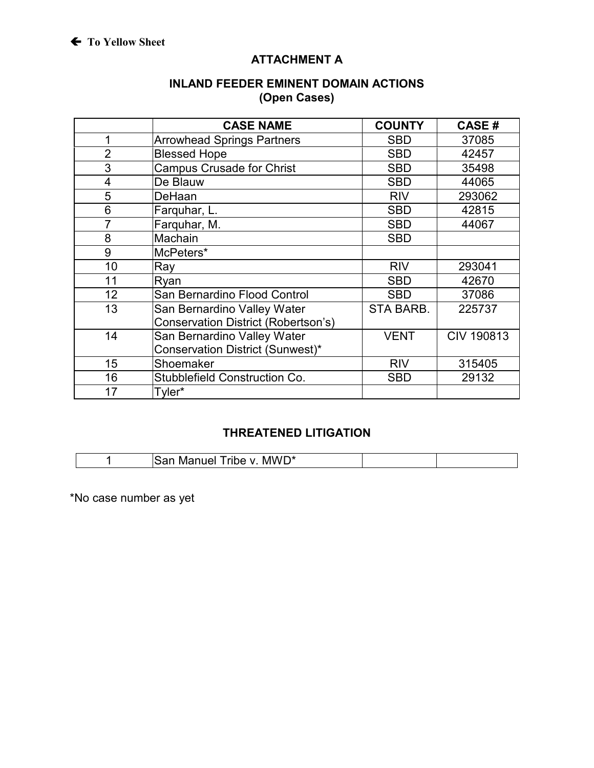🡐 **To Yellow Sheet**

## ATTACHMENT A

### INLAND FEEDER EMINENT DOMAIN ACTIONS
### (Open Cases)

| | CASE NAME | COUNTY | CASE # |
|---|---|---|---|
| 1 | Arrowhead Springs Partners | SBD | 37085 |
| 2 | Blessed Hope | SBD | 42457 |
| 3 | Campus Crusade for Christ | SBD | 35498 |
| 4 | De Blauw | SBD | 44065 |
| 5 | DeHaan | RIV | 293062 |
| 6 | Farquhar, L. | SBD | 42815 |
| 7 | Farquhar, M. | SBD | 44067 |
| 8 | Machain | SBD | |
| 9 | McPeters* | | |
| 10 | Ray | RIV | 293041 |
| 11 | Ryan | SBD | 42670 |
| 12 | San Bernardino Flood Control | SBD | 37086 |
| 13 | San Bernardino Valley Water Conservation District (Robertson's) | STA BARB. | 225737 |
| 14 | San Bernardino Valley Water Conservation District (Sunwest)* | VENT | CIV 190813 |
| 15 | Shoemaker | RIV | 315405 |
| 16 | Stubblefield Construction Co. | SBD | 29132 |
| 17 | Tyler* | | |

### THREATENED LITIGATION

| | | | |
|---|---|---|---|
| 1 | San Manuel Tribe v. MWD* | | |

*No case number as yet